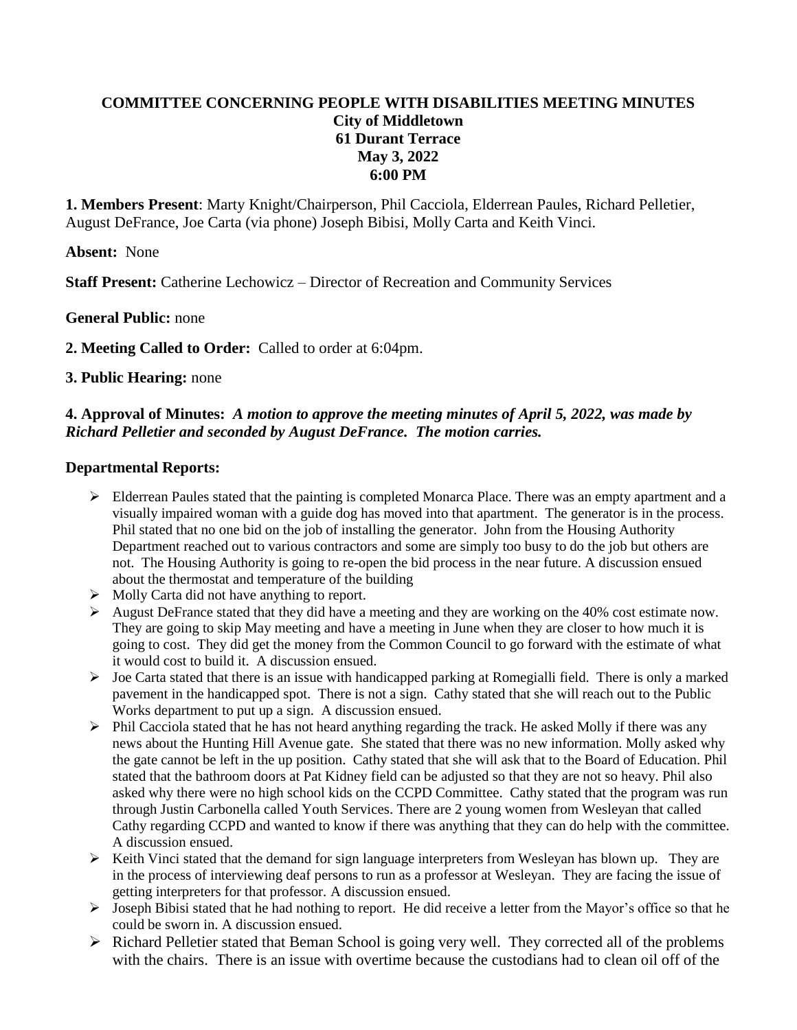**COMMITTEE CONCERNING PEOPLE WITH DISABILITIES MEETING MINUTES**
**City of Middletown**
**61 Durant Terrace**
**May 3, 2022**
**6:00 PM**

**1. Members Present**: Marty Knight/Chairperson, Phil Cacciola, Elderrean Paules, Richard Pelletier, August DeFrance, Joe Carta (via phone) Joseph Bibisi, Molly Carta and Keith Vinci.

**Absent:** None

**Staff Present:** Catherine Lechowicz – Director of Recreation and Community Services

**General Public:** none

**2. Meeting Called to Order:** Called to order at 6:04pm.

**3. Public Hearing:** none

**4. Approval of Minutes:** ***A motion to approve the meeting minutes of April 5, 2022, was made by Richard Pelletier and seconded by August DeFrance. The motion carries.***

**Departmental Reports:**

- Elderrean Paules stated that the painting is completed Monarca Place. There was an empty apartment and a visually impaired woman with a guide dog has moved into that apartment. The generator is in the process. Phil stated that no one bid on the job of installing the generator. John from the Housing Authority Department reached out to various contractors and some are simply too busy to do the job but others are not. The Housing Authority is going to re-open the bid process in the near future. A discussion ensued about the thermostat and temperature of the building
- Molly Carta did not have anything to report.
- August DeFrance stated that they did have a meeting and they are working on the 40% cost estimate now. They are going to skip May meeting and have a meeting in June when they are closer to how much it is going to cost. They did get the money from the Common Council to go forward with the estimate of what it would cost to build it. A discussion ensued.
- Joe Carta stated that there is an issue with handicapped parking at Romegialli field. There is only a marked pavement in the handicapped spot. There is not a sign. Cathy stated that she will reach out to the Public Works department to put up a sign. A discussion ensued.
- Phil Cacciola stated that he has not heard anything regarding the track. He asked Molly if there was any news about the Hunting Hill Avenue gate. She stated that there was no new information. Molly asked why the gate cannot be left in the up position. Cathy stated that she will ask that to the Board of Education. Phil stated that the bathroom doors at Pat Kidney field can be adjusted so that they are not so heavy. Phil also asked why there were no high school kids on the CCPD Committee. Cathy stated that the program was run through Justin Carbonella called Youth Services. There are 2 young women from Wesleyan that called Cathy regarding CCPD and wanted to know if there was anything that they can do help with the committee. A discussion ensued.
- Keith Vinci stated that the demand for sign language interpreters from Wesleyan has blown up. They are in the process of interviewing deaf persons to run as a professor at Wesleyan. They are facing the issue of getting interpreters for that professor. A discussion ensued.
- Joseph Bibisi stated that he had nothing to report. He did receive a letter from the Mayor's office so that he could be sworn in. A discussion ensued.
- Richard Pelletier stated that Beman School is going very well. They corrected all of the problems with the chairs. There is an issue with overtime because the custodians had to clean oil off of the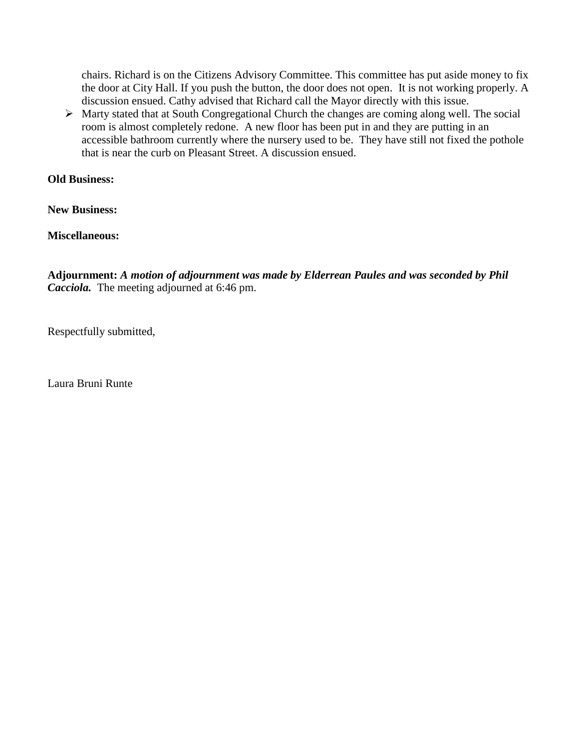chairs. Richard is on the Citizens Advisory Committee. This committee has put aside money to fix the door at City Hall. If you push the button, the door does not open. It is not working properly. A discussion ensued. Cathy advised that Richard call the Mayor directly with this issue.

- Marty stated that at South Congregational Church the changes are coming along well. The social room is almost completely redone. A new floor has been put in and they are putting in an accessible bathroom currently where the nursery used to be. They have still not fixed the pothole that is near the curb on Pleasant Street. A discussion ensued.

**Old Business:**

**New Business:**

**Miscellaneous:**

**Adjournment:** ***A motion of adjournment was made by Elderrean Paules and was seconded by Phil Cacciola.*** The meeting adjourned at 6:46 pm.

Respectfully submitted,

Laura Bruni Runte